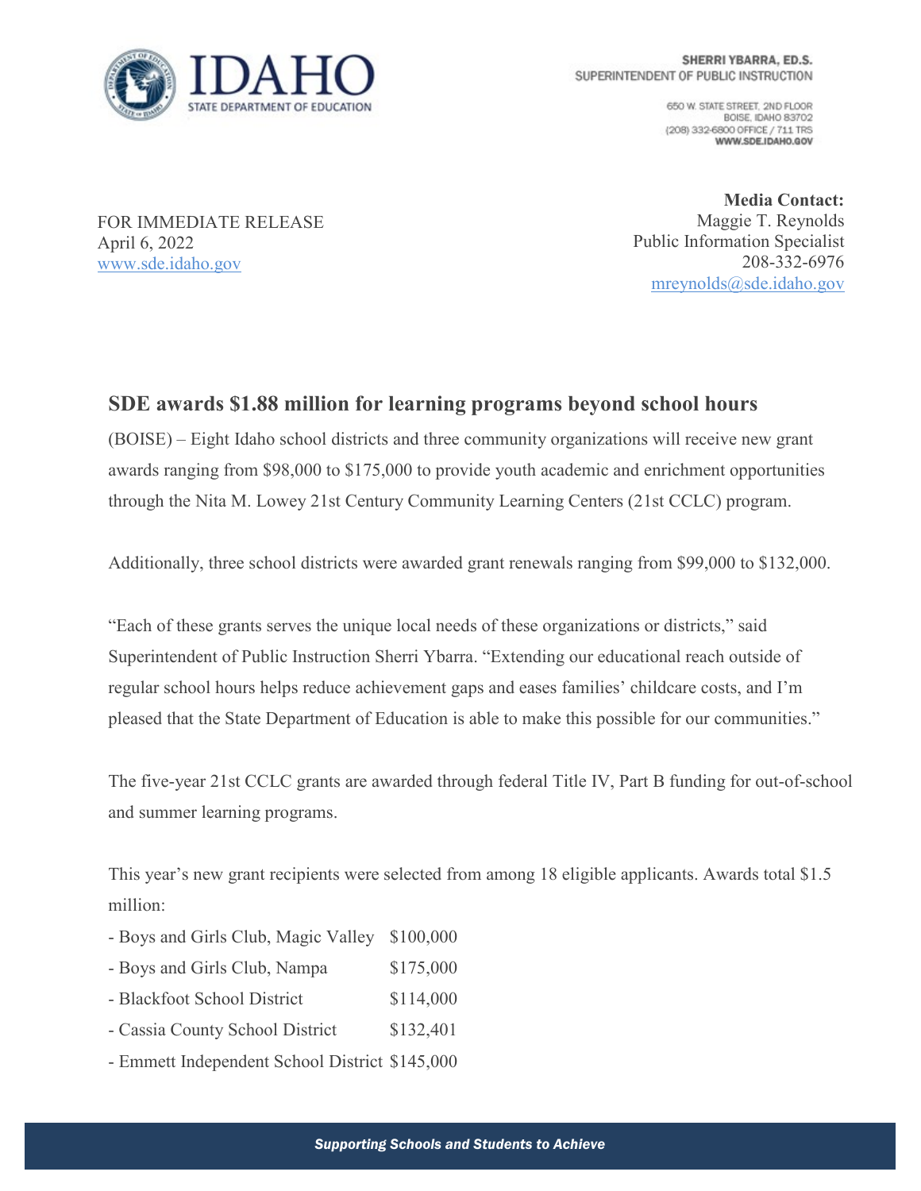IDAHO STATE DEPARTMENT OF EDUCATION

SHERRI YBARRA, ED.S.
SUPERINTENDENT OF PUBLIC INSTRUCTION

650 W. STATE STREET, 2ND FLOOR
BOISE, IDAHO 83702
(208) 332-6800 OFFICE / 711 TRS
WWW.SDE.IDAHO.GOV

FOR IMMEDIATE RELEASE
April 6, 2022
www.sde.idaho.gov

**Media Contact:**
Maggie T. Reynolds
Public Information Specialist
208-332-6976
mreynolds@sde.idaho.gov

## SDE awards $1.88 million for learning programs beyond school hours

(BOISE) – Eight Idaho school districts and three community organizations will receive new grant awards ranging from $98,000 to $175,000 to provide youth academic and enrichment opportunities through the Nita M. Lowey 21st Century Community Learning Centers (21st CCLC) program.

Additionally, three school districts were awarded grant renewals ranging from $99,000 to $132,000.

"Each of these grants serves the unique local needs of these organizations or districts," said Superintendent of Public Instruction Sherri Ybarra. "Extending our educational reach outside of regular school hours helps reduce achievement gaps and eases families' childcare costs, and I'm pleased that the State Department of Education is able to make this possible for our communities."

The five-year 21st CCLC grants are awarded through federal Title IV, Part B funding for out-of-school and summer learning programs.

This year's new grant recipients were selected from among 18 eligible applicants. Awards total $1.5 million:

- Boys and Girls Club, Magic Valley $100,000
- Boys and Girls Club, Nampa $175,000
- Blackfoot School District $114,000
- Cassia County School District $132,401
- Emmett Independent School District $145,000

*Supporting Schools and Students to Achieve*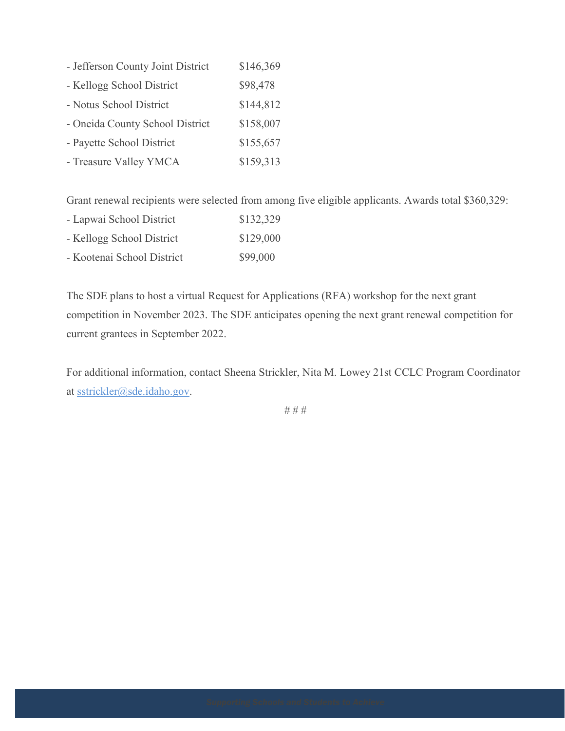| | |
|---|---|
| - Jefferson County Joint District | $146,369 |
| - Kellogg School District | $98,478 |
| - Notus School District | $144,812 |
| - Oneida County School District | $158,007 |
| - Payette School District | $155,657 |
| - Treasure Valley YMCA | $159,313 |

Grant renewal recipients were selected from among five eligible applicants. Awards total $360,329:

| | |
|---|---|
| - Lapwai School District | $132,329 |
| - Kellogg School District | $129,000 |
| - Kootenai School District | $99,000 |

The SDE plans to host a virtual Request for Applications (RFA) workshop for the next grant competition in November 2023. The SDE anticipates opening the next grant renewal competition for current grantees in September 2022.

For additional information, contact Sheena Strickler, Nita M. Lowey 21st CCLC Program Coordinator at sstrickler@sde.idaho.gov.

# # #